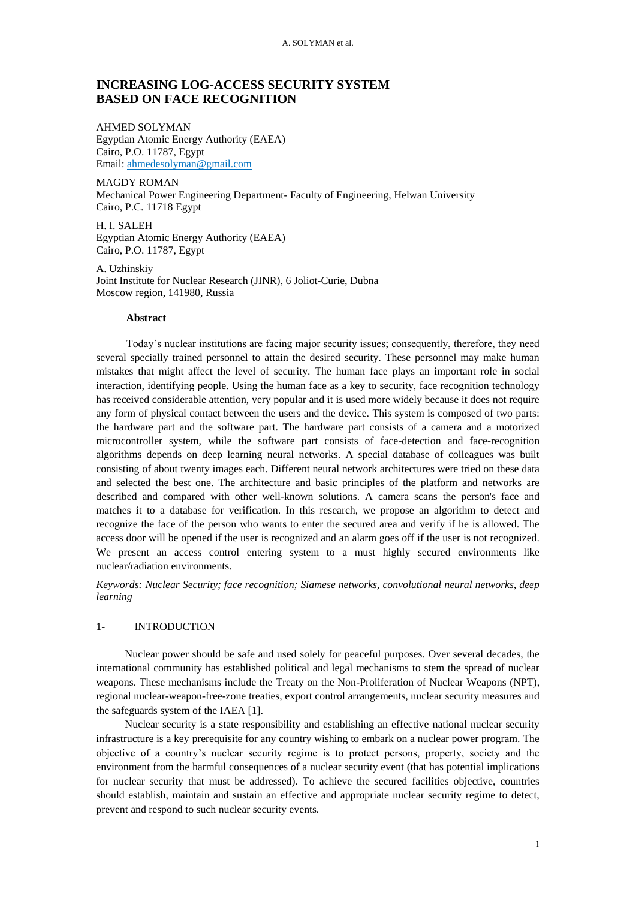# INCREASING LOG-ACCESS SECURITY SYSTEM BASED ON FACE RECOGNITION

AHMED SOLYMAN
Egyptian Atomic Energy Authority (EAEA)
Cairo, P.O. 11787, Egypt
Email: ahmedesolyman@gmail.com

MAGDY ROMAN
Mechanical Power Engineering Department- Faculty of Engineering, Helwan University
Cairo, P.C. 11718 Egypt

H. I. SALEH
Egyptian Atomic Energy Authority (EAEA)
Cairo, P.O. 11787, Egypt

A. Uzhinskiy
Joint Institute for Nuclear Research (JINR), 6 Joliot-Curie, Dubna
Moscow region, 141980, Russia

**Abstract**

Today's nuclear institutions are facing major security issues; consequently, therefore, they need several specially trained personnel to attain the desired security. These personnel may make human mistakes that might affect the level of security. The human face plays an important role in social interaction, identifying people. Using the human face as a key to security, face recognition technology has received considerable attention, very popular and it is used more widely because it does not require any form of physical contact between the users and the device. This system is composed of two parts: the hardware part and the software part. The hardware part consists of a camera and a motorized microcontroller system, while the software part consists of face-detection and face-recognition algorithms depends on deep learning neural networks. A special database of colleagues was built consisting of about twenty images each. Different neural network architectures were tried on these data and selected the best one. The architecture and basic principles of the platform and networks are described and compared with other well-known solutions. A camera scans the person's face and matches it to a database for verification. In this research, we propose an algorithm to detect and recognize the face of the person who wants to enter the secured area and verify if he is allowed. The access door will be opened if the user is recognized and an alarm goes off if the user is not recognized. We present an access control entering system to a must highly secured environments like nuclear/radiation environments.

*Keywords: Nuclear Security; face recognition; Siamese networks, convolutional neural networks, deep learning*

## 1- INTRODUCTION

Nuclear power should be safe and used solely for peaceful purposes. Over several decades, the international community has established political and legal mechanisms to stem the spread of nuclear weapons. These mechanisms include the Treaty on the Non-Proliferation of Nuclear Weapons (NPT), regional nuclear-weapon-free-zone treaties, export control arrangements, nuclear security measures and the safeguards system of the IAEA [1].

Nuclear security is a state responsibility and establishing an effective national nuclear security infrastructure is a key prerequisite for any country wishing to embark on a nuclear power program. The objective of a country's nuclear security regime is to protect persons, property, society and the environment from the harmful consequences of a nuclear security event (that has potential implications for nuclear security that must be addressed). To achieve the secured facilities objective, countries should establish, maintain and sustain an effective and appropriate nuclear security regime to detect, prevent and respond to such nuclear security events.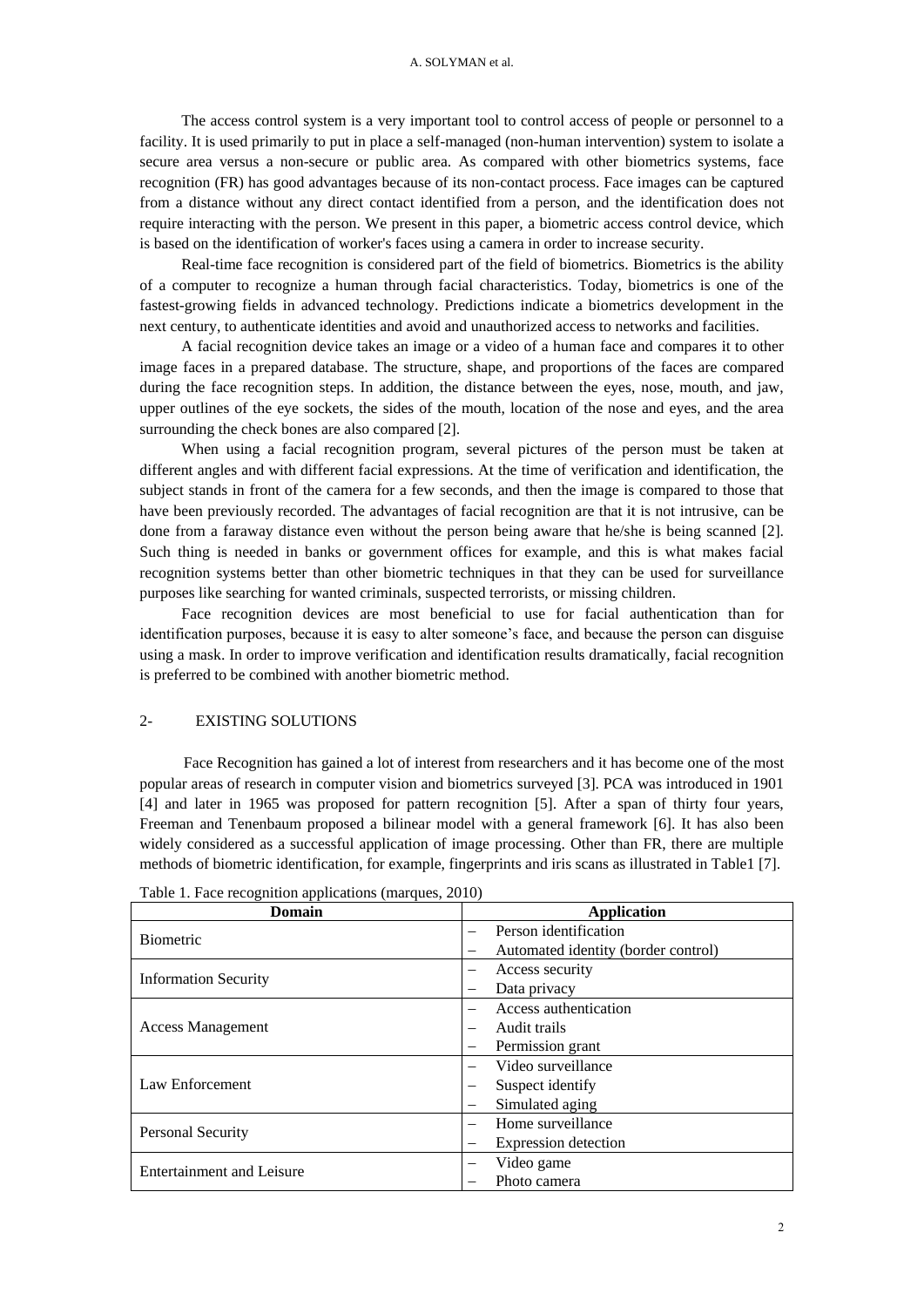The access control system is a very important tool to control access of people or personnel to a facility. It is used primarily to put in place a self-managed (non-human intervention) system to isolate a secure area versus a non-secure or public area. As compared with other biometrics systems, face recognition (FR) has good advantages because of its non-contact process. Face images can be captured from a distance without any direct contact identified from a person, and the identification does not require interacting with the person. We present in this paper, a biometric access control device, which is based on the identification of worker's faces using a camera in order to increase security.

Real-time face recognition is considered part of the field of biometrics. Biometrics is the ability of a computer to recognize a human through facial characteristics. Today, biometrics is one of the fastest-growing fields in advanced technology. Predictions indicate a biometrics development in the next century, to authenticate identities and avoid and unauthorized access to networks and facilities.

A facial recognition device takes an image or a video of a human face and compares it to other image faces in a prepared database. The structure, shape, and proportions of the faces are compared during the face recognition steps. In addition, the distance between the eyes, nose, mouth, and jaw, upper outlines of the eye sockets, the sides of the mouth, location of the nose and eyes, and the area surrounding the check bones are also compared [2].

When using a facial recognition program, several pictures of the person must be taken at different angles and with different facial expressions. At the time of verification and identification, the subject stands in front of the camera for a few seconds, and then the image is compared to those that have been previously recorded. The advantages of facial recognition are that it is not intrusive, can be done from a faraway distance even without the person being aware that he/she is being scanned [2]. Such thing is needed in banks or government offices for example, and this is what makes facial recognition systems better than other biometric techniques in that they can be used for surveillance purposes like searching for wanted criminals, suspected terrorists, or missing children.

Face recognition devices are most beneficial to use for facial authentication than for identification purposes, because it is easy to alter someone's face, and because the person can disguise using a mask. In order to improve verification and identification results dramatically, facial recognition is preferred to be combined with another biometric method.

## 2- EXISTING SOLUTIONS

Face Recognition has gained a lot of interest from researchers and it has become one of the most popular areas of research in computer vision and biometrics surveyed [3]. PCA was introduced in 1901 [4] and later in 1965 was proposed for pattern recognition [5]. After a span of thirty four years, Freeman and Tenenbaum proposed a bilinear model with a general framework [6]. It has also been widely considered as a successful application of image processing. Other than FR, there are multiple methods of biometric identification, for example, fingerprints and iris scans as illustrated in Table1 [7].

Table 1. Face recognition applications (marques, 2010)

| Domain | Application |
| --- | --- |
| Biometric | – Person identification<br>– Automated identity (border control) |
| Information Security | – Access security<br>– Data privacy |
| Access Management | – Access authentication<br>– Audit trails<br>– Permission grant |
| Law Enforcement | – Video surveillance<br>– Suspect identify<br>– Simulated aging |
| Personal Security | – Home surveillance<br>– Expression detection |
| Entertainment and Leisure | – Video game<br>– Photo camera |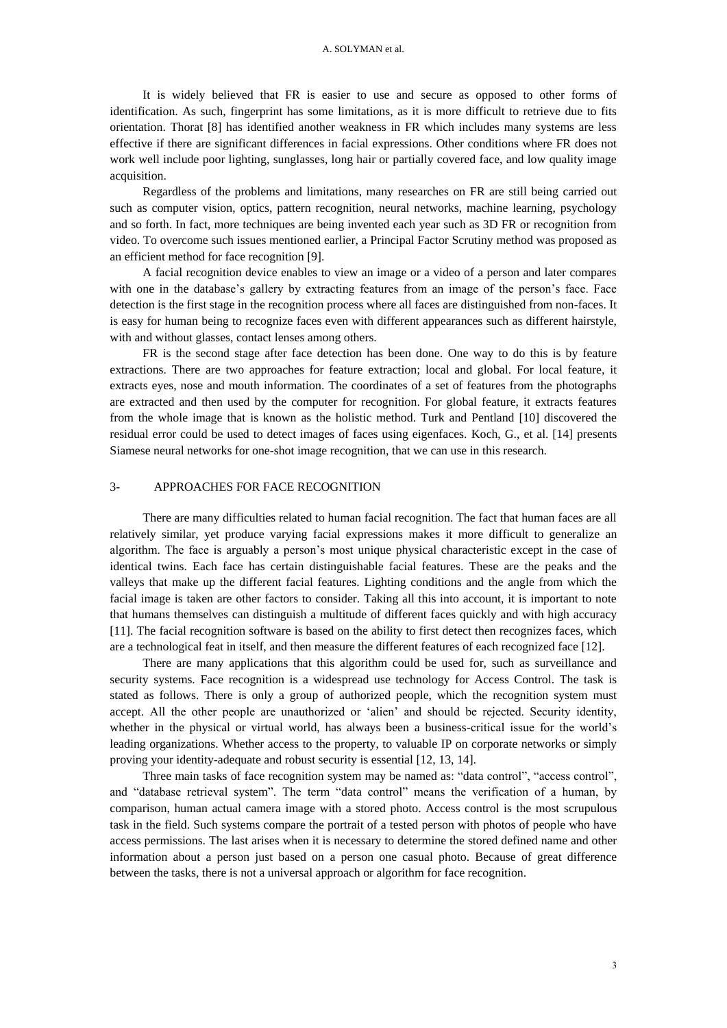It is widely believed that FR is easier to use and secure as opposed to other forms of identification. As such, fingerprint has some limitations, as it is more difficult to retrieve due to fits orientation. Thorat [8] has identified another weakness in FR which includes many systems are less effective if there are significant differences in facial expressions. Other conditions where FR does not work well include poor lighting, sunglasses, long hair or partially covered face, and low quality image acquisition.

Regardless of the problems and limitations, many researches on FR are still being carried out such as computer vision, optics, pattern recognition, neural networks, machine learning, psychology and so forth. In fact, more techniques are being invented each year such as 3D FR or recognition from video. To overcome such issues mentioned earlier, a Principal Factor Scrutiny method was proposed as an efficient method for face recognition [9].

A facial recognition device enables to view an image or a video of a person and later compares with one in the database's gallery by extracting features from an image of the person's face. Face detection is the first stage in the recognition process where all faces are distinguished from non-faces. It is easy for human being to recognize faces even with different appearances such as different hairstyle, with and without glasses, contact lenses among others.

FR is the second stage after face detection has been done. One way to do this is by feature extractions. There are two approaches for feature extraction; local and global. For local feature, it extracts eyes, nose and mouth information. The coordinates of a set of features from the photographs are extracted and then used by the computer for recognition. For global feature, it extracts features from the whole image that is known as the holistic method. Turk and Pentland [10] discovered the residual error could be used to detect images of faces using eigenfaces. Koch, G., et al. [14] presents Siamese neural networks for one-shot image recognition, that we can use in this research.

## 3- APPROACHES FOR FACE RECOGNITION

There are many difficulties related to human facial recognition. The fact that human faces are all relatively similar, yet produce varying facial expressions makes it more difficult to generalize an algorithm. The face is arguably a person's most unique physical characteristic except in the case of identical twins. Each face has certain distinguishable facial features. These are the peaks and the valleys that make up the different facial features. Lighting conditions and the angle from which the facial image is taken are other factors to consider. Taking all this into account, it is important to note that humans themselves can distinguish a multitude of different faces quickly and with high accuracy [11]. The facial recognition software is based on the ability to first detect then recognizes faces, which are a technological feat in itself, and then measure the different features of each recognized face [12].

There are many applications that this algorithm could be used for, such as surveillance and security systems. Face recognition is a widespread use technology for Access Control. The task is stated as follows. There is only a group of authorized people, which the recognition system must accept. All the other people are unauthorized or 'alien' and should be rejected. Security identity, whether in the physical or virtual world, has always been a business-critical issue for the world's leading organizations. Whether access to the property, to valuable IP on corporate networks or simply proving your identity-adequate and robust security is essential [12, 13, 14].

Three main tasks of face recognition system may be named as: "data control", "access control", and "database retrieval system". The term "data control" means the verification of a human, by comparison, human actual camera image with a stored photo. Access control is the most scrupulous task in the field. Such systems compare the portrait of a tested person with photos of people who have access permissions. The last arises when it is necessary to determine the stored defined name and other information about a person just based on a person one casual photo. Because of great difference between the tasks, there is not a universal approach or algorithm for face recognition.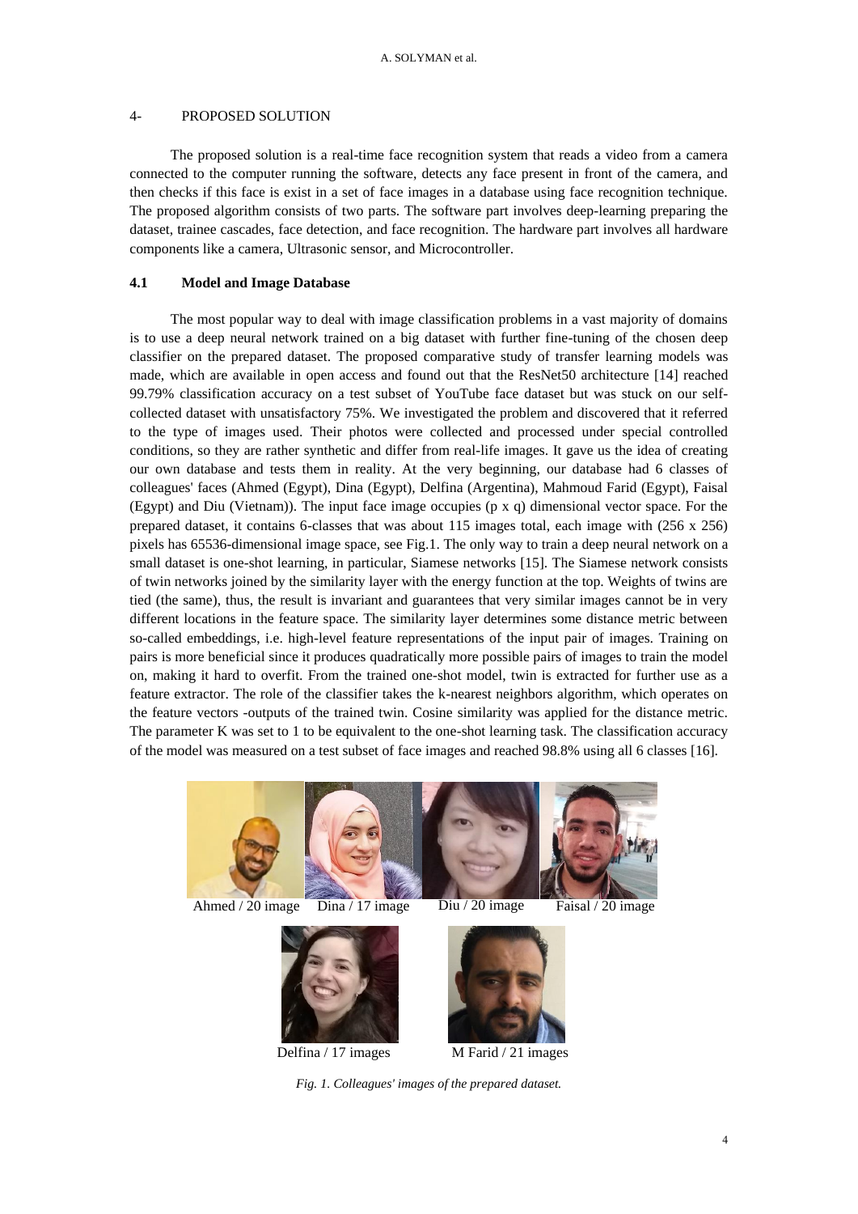## 4- PROPOSED SOLUTION

The proposed solution is a real-time face recognition system that reads a video from a camera connected to the computer running the software, detects any face present in front of the camera, and then checks if this face is exist in a set of face images in a database using face recognition technique. The proposed algorithm consists of two parts. The software part involves deep-learning preparing the dataset, trainee cascades, face detection, and face recognition. The hardware part involves all hardware components like a camera, Ultrasonic sensor, and Microcontroller.

### 4.1 Model and Image Database

The most popular way to deal with image classification problems in a vast majority of domains is to use a deep neural network trained on a big dataset with further fine-tuning of the chosen deep classifier on the prepared dataset. The proposed comparative study of transfer learning models was made, which are available in open access and found out that the ResNet50 architecture [14] reached 99.79% classification accuracy on a test subset of YouTube face dataset but was stuck on our self-collected dataset with unsatisfactory 75%. We investigated the problem and discovered that it referred to the type of images used. Their photos were collected and processed under special controlled conditions, so they are rather synthetic and differ from real-life images. It gave us the idea of creating our own database and tests them in reality. At the very beginning, our database had 6 classes of colleagues' faces (Ahmed (Egypt), Dina (Egypt), Delfina (Argentina), Mahmoud Farid (Egypt), Faisal (Egypt) and Diu (Vietnam)). The input face image occupies (p x q) dimensional vector space. For the prepared dataset, it contains 6-classes that was about 115 images total, each image with (256 x 256) pixels has 65536-dimensional image space, see Fig.1. The only way to train a deep neural network on a small dataset is one-shot learning, in particular, Siamese networks [15]. The Siamese network consists of twin networks joined by the similarity layer with the energy function at the top. Weights of twins are tied (the same), thus, the result is invariant and guarantees that very similar images cannot be in very different locations in the feature space. The similarity layer determines some distance metric between so-called embeddings, i.e. high-level feature representations of the input pair of images. Training on pairs is more beneficial since it produces quadratically more possible pairs of images to train the model on, making it hard to overfit. From the trained one-shot model, twin is extracted for further use as a feature extractor. The role of the classifier takes the k-nearest neighbors algorithm, which operates on the feature vectors -outputs of the trained twin. Cosine similarity was applied for the distance metric. The parameter K was set to 1 to be equivalent to the one-shot learning task. The classification accuracy of the model was measured on a test subset of face images and reached 98.8% using all 6 classes [16].

Ahmed / 20 image Dina / 17 image Diu / 20 image Faisal / 20 image

Delfina / 17 images M Farid / 21 images

*Fig. 1. Colleagues' images of the prepared dataset.*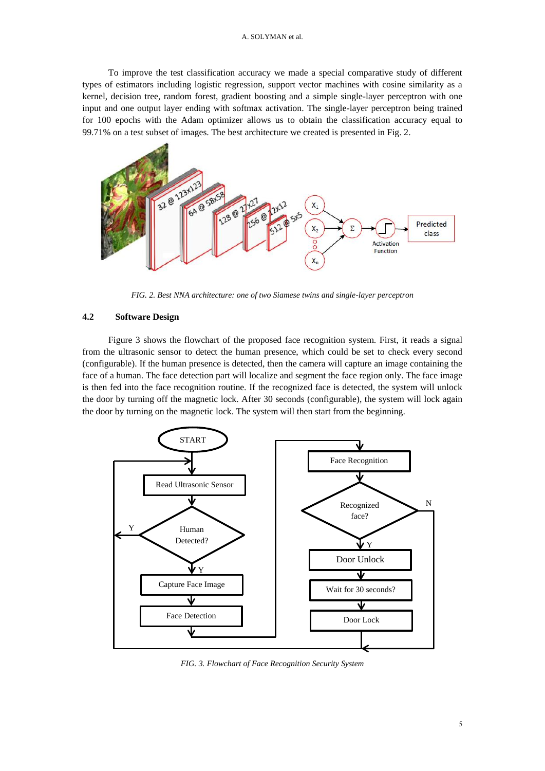To improve the test classification accuracy we made a special comparative study of different types of estimators including logistic regression, support vector machines with cosine similarity as a kernel, decision tree, random forest, gradient boosting and a simple single-layer perceptron with one input and one output layer ending with softmax activation. The single-layer perceptron being trained for 100 epochs with the Adam optimizer allows us to obtain the classification accuracy equal to 99.71% on a test subset of images. The best architecture we created is presented in Fig. 2.

*FIG. 2. Best NNA architecture: one of two Siamese twins and single-layer perceptron*

### 4.2 Software Design

Figure 3 shows the flowchart of the proposed face recognition system. First, it reads a signal from the ultrasonic sensor to detect the human presence, which could be set to check every second (configurable). If the human presence is detected, then the camera will capture an image containing the face of a human. The face detection part will localize and segment the face region only. The face image is then fed into the face recognition routine. If the recognized face is detected, the system will unlock the door by turning off the magnetic lock. After 30 seconds (configurable), the system will lock again the door by turning on the magnetic lock. The system will then start from the beginning.

*FIG. 3. Flowchart of Face Recognition Security System*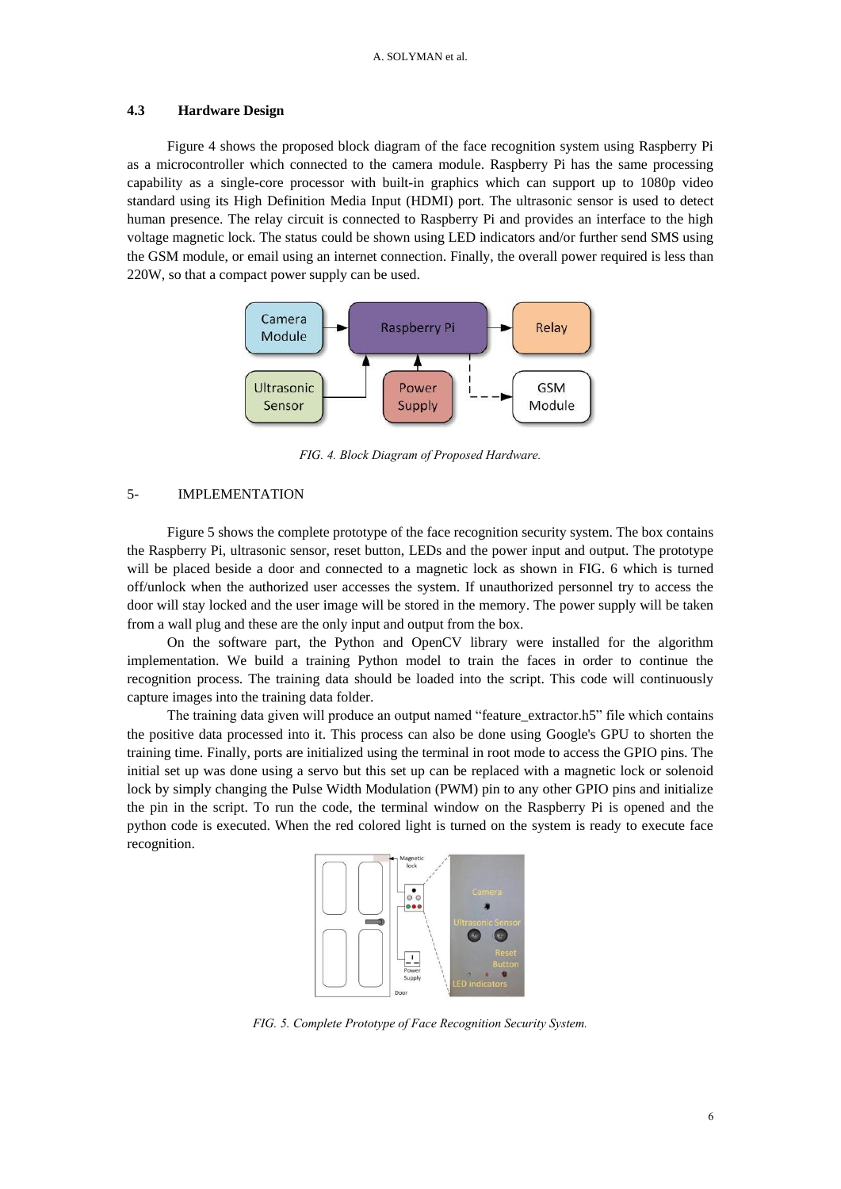### 4.3 Hardware Design

Figure 4 shows the proposed block diagram of the face recognition system using Raspberry Pi as a microcontroller which connected to the camera module. Raspberry Pi has the same processing capability as a single-core processor with built-in graphics which can support up to 1080p video standard using its High Definition Media Input (HDMI) port. The ultrasonic sensor is used to detect human presence. The relay circuit is connected to Raspberry Pi and provides an interface to the high voltage magnetic lock. The status could be shown using LED indicators and/or further send SMS using the GSM module, or email using an internet connection. Finally, the overall power required is less than 220W, so that a compact power supply can be used.

*FIG. 4. Block Diagram of Proposed Hardware.*

## 5- IMPLEMENTATION

Figure 5 shows the complete prototype of the face recognition security system. The box contains the Raspberry Pi, ultrasonic sensor, reset button, LEDs and the power input and output. The prototype will be placed beside a door and connected to a magnetic lock as shown in FIG. 6 which is turned off/unlock when the authorized user accesses the system. If unauthorized personnel try to access the door will stay locked and the user image will be stored in the memory. The power supply will be taken from a wall plug and these are the only input and output from the box.

On the software part, the Python and OpenCV library were installed for the algorithm implementation. We build a training Python model to train the faces in order to continue the recognition process. The training data should be loaded into the script. This code will continuously capture images into the training data folder.

The training data given will produce an output named "feature_extractor.h5" file which contains the positive data processed into it. This process can also be done using Google's GPU to shorten the training time. Finally, ports are initialized using the terminal in root mode to access the GPIO pins. The initial set up was done using a servo but this set up can be replaced with a magnetic lock or solenoid lock by simply changing the Pulse Width Modulation (PWM) pin to any other GPIO pins and initialize the pin in the script. To run the code, the terminal window on the Raspberry Pi is opened and the python code is executed. When the red colored light is turned on the system is ready to execute face recognition.

*FIG. 5. Complete Prototype of Face Recognition Security System.*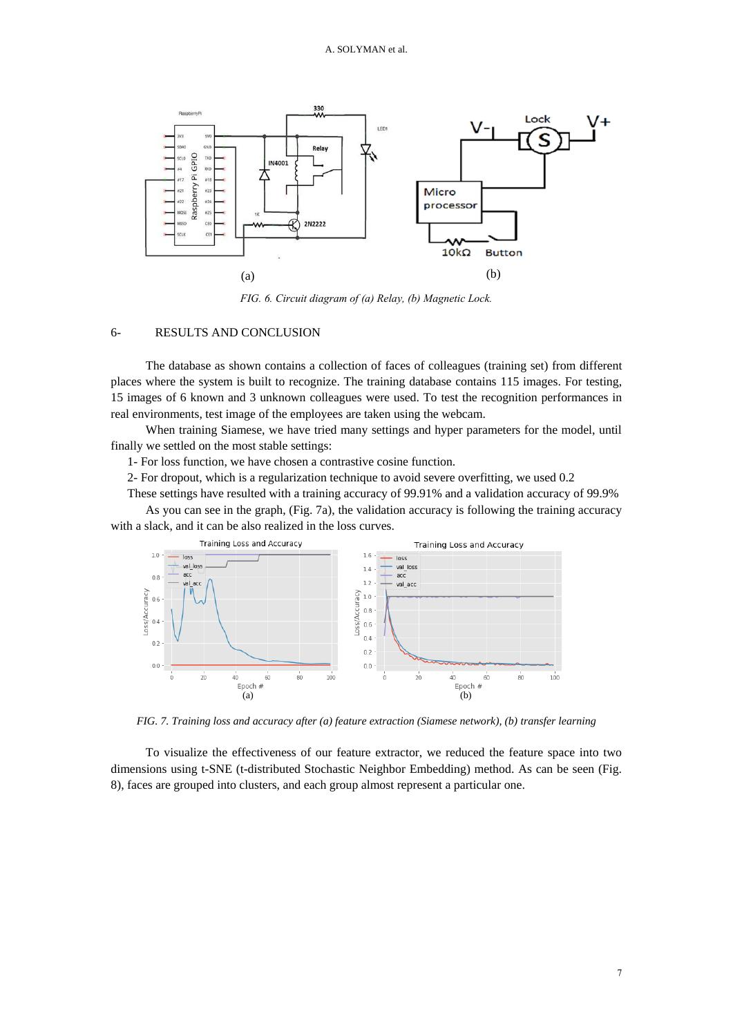*FIG. 6. Circuit diagram of (a) Relay, (b) Magnetic Lock.*

## 6- RESULTS AND CONCLUSION

The database as shown contains a collection of faces of colleagues (training set) from different places where the system is built to recognize. The training database contains 115 images. For testing, 15 images of 6 known and 3 unknown colleagues were used. To test the recognition performances in real environments, test image of the employees are taken using the webcam.

When training Siamese, we have tried many settings and hyper parameters for the model, until finally we settled on the most stable settings:

1- For loss function, we have chosen a contrastive cosine function.

2- For dropout, which is a regularization technique to avoid severe overfitting, we used 0.2

These settings have resulted with a training accuracy of 99.91% and a validation accuracy of 99.9%

As you can see in the graph, (Fig. 7a), the validation accuracy is following the training accuracy with a slack, and it can be also realized in the loss curves.

*FIG. 7. Training loss and accuracy after (a) feature extraction (Siamese network), (b) transfer learning*

To visualize the effectiveness of our feature extractor, we reduced the feature space into two dimensions using t-SNE (t-distributed Stochastic Neighbor Embedding) method. As can be seen (Fig. 8), faces are grouped into clusters, and each group almost represent a particular one.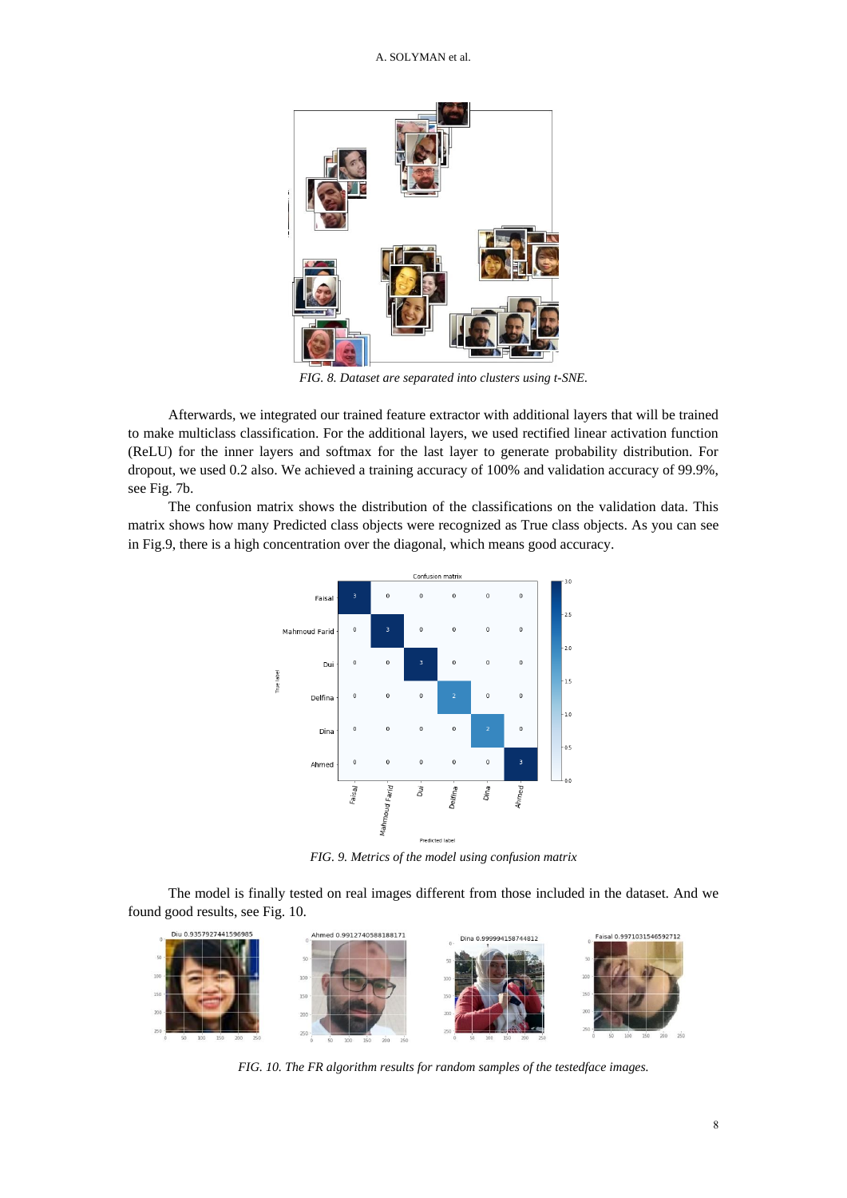*FIG. 8. Dataset are separated into clusters using t-SNE.*

Afterwards, we integrated our trained feature extractor with additional layers that will be trained to make multiclass classification. For the additional layers, we used rectified linear activation function (ReLU) for the inner layers and softmax for the last layer to generate probability distribution. For dropout, we used 0.2 also. We achieved a training accuracy of 100% and validation accuracy of 99.9%, see Fig. 7b.

The confusion matrix shows the distribution of the classifications on the validation data. This matrix shows how many Predicted class objects were recognized as True class objects. As you can see in Fig.9, there is a high concentration over the diagonal, which means good accuracy.

*FIG. 9. Metrics of the model using confusion matrix*

The model is finally tested on real images different from those included in the dataset. And we found good results, see Fig. 10.

*FIG. 10. The FR algorithm results for random samples of the testedface images.*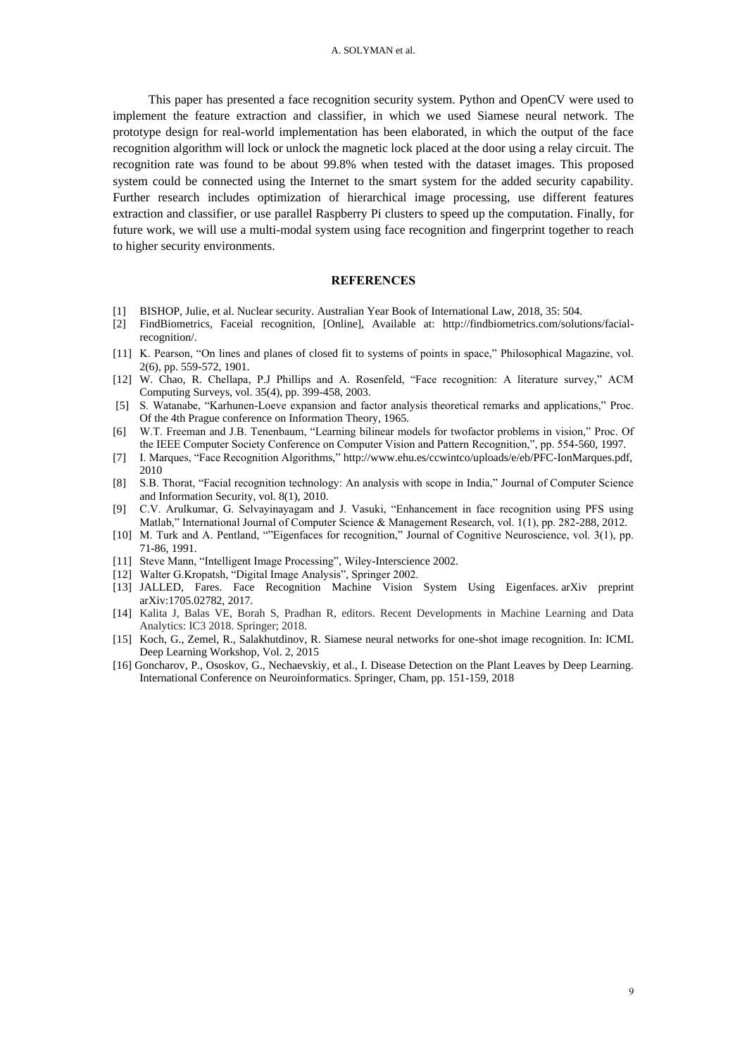This paper has presented a face recognition security system. Python and OpenCV were used to implement the feature extraction and classifier, in which we used Siamese neural network. The prototype design for real-world implementation has been elaborated, in which the output of the face recognition algorithm will lock or unlock the magnetic lock placed at the door using a relay circuit. The recognition rate was found to be about 99.8% when tested with the dataset images. This proposed system could be connected using the Internet to the smart system for the added security capability. Further research includes optimization of hierarchical image processing, use different features extraction and classifier, or use parallel Raspberry Pi clusters to speed up the computation. Finally, for future work, we will use a multi-modal system using face recognition and fingerprint together to reach to higher security environments.

## REFERENCES

- [1] BISHOP, Julie, et al. Nuclear security. Australian Year Book of International Law, 2018, 35: 504.
- [2] FindBiometrics, Faceial recognition, [Online], Available at: http://findbiometrics.com/solutions/facial-recognition/.
- [11] K. Pearson, "On lines and planes of closed fit to systems of points in space," Philosophical Magazine, vol. 2(6), pp. 559-572, 1901.
- [12] W. Chao, R. Chellapa, P.J Phillips and A. Rosenfeld, "Face recognition: A literature survey," ACM Computing Surveys, vol. 35(4), pp. 399-458, 2003.
- [5] S. Watanabe, "Karhunen-Loeve expansion and factor analysis theoretical remarks and applications," Proc. Of the 4th Prague conference on Information Theory, 1965.
- [6] W.T. Freeman and J.B. Tenenbaum, "Learning bilinear models for twofactor problems in vision," Proc. Of the IEEE Computer Society Conference on Computer Vision and Pattern Recognition,", pp. 554-560, 1997.
- [7] I. Marques, "Face Recognition Algorithms," http://www.ehu.es/ccwintco/uploads/e/eb/PFC-IonMarques.pdf, 2010
- [8] S.B. Thorat, "Facial recognition technology: An analysis with scope in India," Journal of Computer Science and Information Security, vol. 8(1), 2010.
- [9] C.V. Arulkumar, G. Selvayinayagam and J. Vasuki, "Enhancement in face recognition using PFS using Matlab," International Journal of Computer Science & Management Research, vol. 1(1), pp. 282-288, 2012.
- [10] M. Turk and A. Pentland, ""Eigenfaces for recognition," Journal of Cognitive Neuroscience, vol. 3(1), pp. 71-86, 1991.
- [11] Steve Mann, "Intelligent Image Processing", Wiley-Interscience 2002.
- [12] Walter G.Kropatsh, "Digital Image Analysis", Springer 2002.
- [13] JALLED, Fares. Face Recognition Machine Vision System Using Eigenfaces. arXiv preprint arXiv:1705.02782, 2017.
- [14] Kalita J, Balas VE, Borah S, Pradhan R, editors. Recent Developments in Machine Learning and Data Analytics: IC3 2018. Springer; 2018.
- [15] Koch, G., Zemel, R., Salakhutdinov, R. Siamese neural networks for one-shot image recognition. In: ICML Deep Learning Workshop, Vol. 2, 2015
- [16] Goncharov, P., Ososkov, G., Nechaevskiy, et al., I. Disease Detection on the Plant Leaves by Deep Learning. International Conference on Neuroinformatics. Springer, Cham, pp. 151-159, 2018